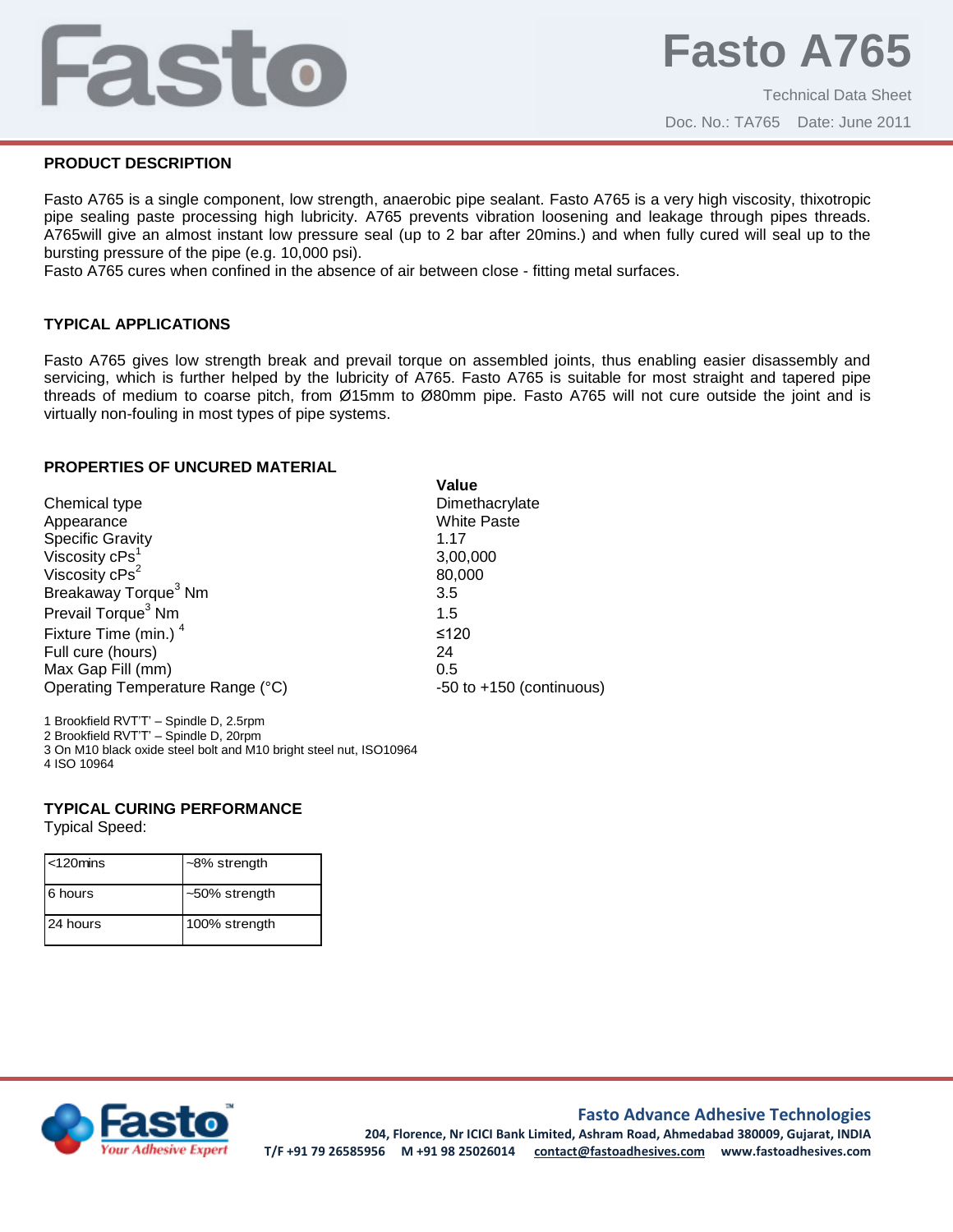# Fasto A765

Technical Data Sheet

Doc. No.: TA765 Date: June 2011

## PRODUCT DESCRIPTION

Fasto A765 is a single component, low strength, anaerobic pipe sealant. Fasto A765 is a very high viscosity, thixotropic pipe sealing paste processing high lubricity. A765 prevents vibration loosening and leakage through pipes threads. A765will give an almost instant low pressure seal (up to 2 bar after 20mins.) and when fully cured will seal up to the bursting pressure of the pipe (e.g. 10,000 psi).

Fasto A765 cures when confined in the absence of air between close - fitting metal surfaces.

## TYPICAL APPLICATIONS

Fasto A765 gives low strength break and prevail torque on assembled joints, thus enabling easier disassembly and servicing, which is further helped by the lubricity of A765. Fasto A765 is suitable for most straight and tapered pipe threads of medium to coarse pitch, from Ø15mm to Ø80mm pipe. Fasto A765 will not cure outside the joint and is virtually non-fouling in most types of pipe systems.

## PROPERTIES OF UNCURED MATERIAL

| | Value |
|---|---|
| Chemical type | Dimethacrylate |
| Appearance | White Paste |
| Specific Gravity | 1.17 |
| Viscosity cPs[1] | 3,00,000 |
| Viscosity cPs[2] | 80,000 |
| Breakaway Torque[3] Nm | 3.5 |
| Prevail Torque[3] Nm | 1.5 |
| Fixture Time (min.) [4] | ≤120 |
| Full cure (hours) | 24 |
| Max Gap Fill (mm) | 0.5 |
| Operating Temperature Range (°C) | -50 to +150 (continuous) |

1 Brookfield RVT'T' – Spindle D, 2.5rpm
2 Brookfield RVT'T' – Spindle D, 20rpm
3 On M10 black oxide steel bolt and M10 bright steel nut, ISO10964
4 ISO 10964

## TYPICAL CURING PERFORMANCE

Typical Speed:

| | |
|---|---|
| <120mins | ~8% strength |
| 6 hours | ~50% strength |
| 24 hours | 100% strength |

**Fasto Advance Adhesive Technologies**
204, Florence, Nr ICICI Bank Limited, Ashram Road, Ahmedabad 380009, Gujarat, INDIA
T/F +91 79 26585956 M +91 98 25026014 contact@fastoadhesives.com www.fastoadhesives.com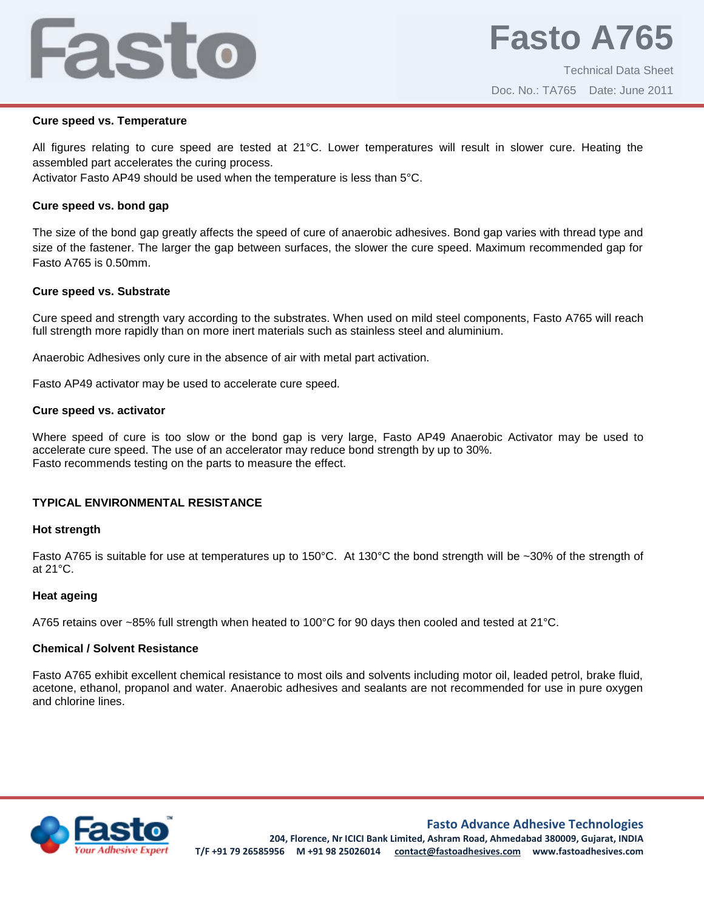### Cure speed vs. Temperature

All figures relating to cure speed are tested at 21°C. Lower temperatures will result in slower cure. Heating the assembled part accelerates the curing process.
Activator Fasto AP49 should be used when the temperature is less than 5°C.

### Cure speed vs. bond gap

The size of the bond gap greatly affects the speed of cure of anaerobic adhesives. Bond gap varies with thread type and size of the fastener. The larger the gap between surfaces, the slower the cure speed. Maximum recommended gap for Fasto A765 is 0.50mm.

### Cure speed vs. Substrate

Cure speed and strength vary according to the substrates. When used on mild steel components, Fasto A765 will reach full strength more rapidly than on more inert materials such as stainless steel and aluminium.

Anaerobic Adhesives only cure in the absence of air with metal part activation.

Fasto AP49 activator may be used to accelerate cure speed.

### Cure speed vs. activator

Where speed of cure is too slow or the bond gap is very large, Fasto AP49 Anaerobic Activator may be used to accelerate cure speed. The use of an accelerator may reduce bond strength by up to 30%.
Fasto recommends testing on the parts to measure the effect.

## TYPICAL ENVIRONMENTAL RESISTANCE

### Hot strength

Fasto A765 is suitable for use at temperatures up to 150°C. At 130°C the bond strength will be ~30% of the strength of at 21°C.

### Heat ageing

A765 retains over ~85% full strength when heated to 100°C for 90 days then cooled and tested at 21°C.

### Chemical / Solvent Resistance

Fasto A765 exhibit excellent chemical resistance to most oils and solvents including motor oil, leaded petrol, brake fluid, acetone, ethanol, propanol and water. Anaerobic adhesives and sealants are not recommended for use in pure oxygen and chlorine lines.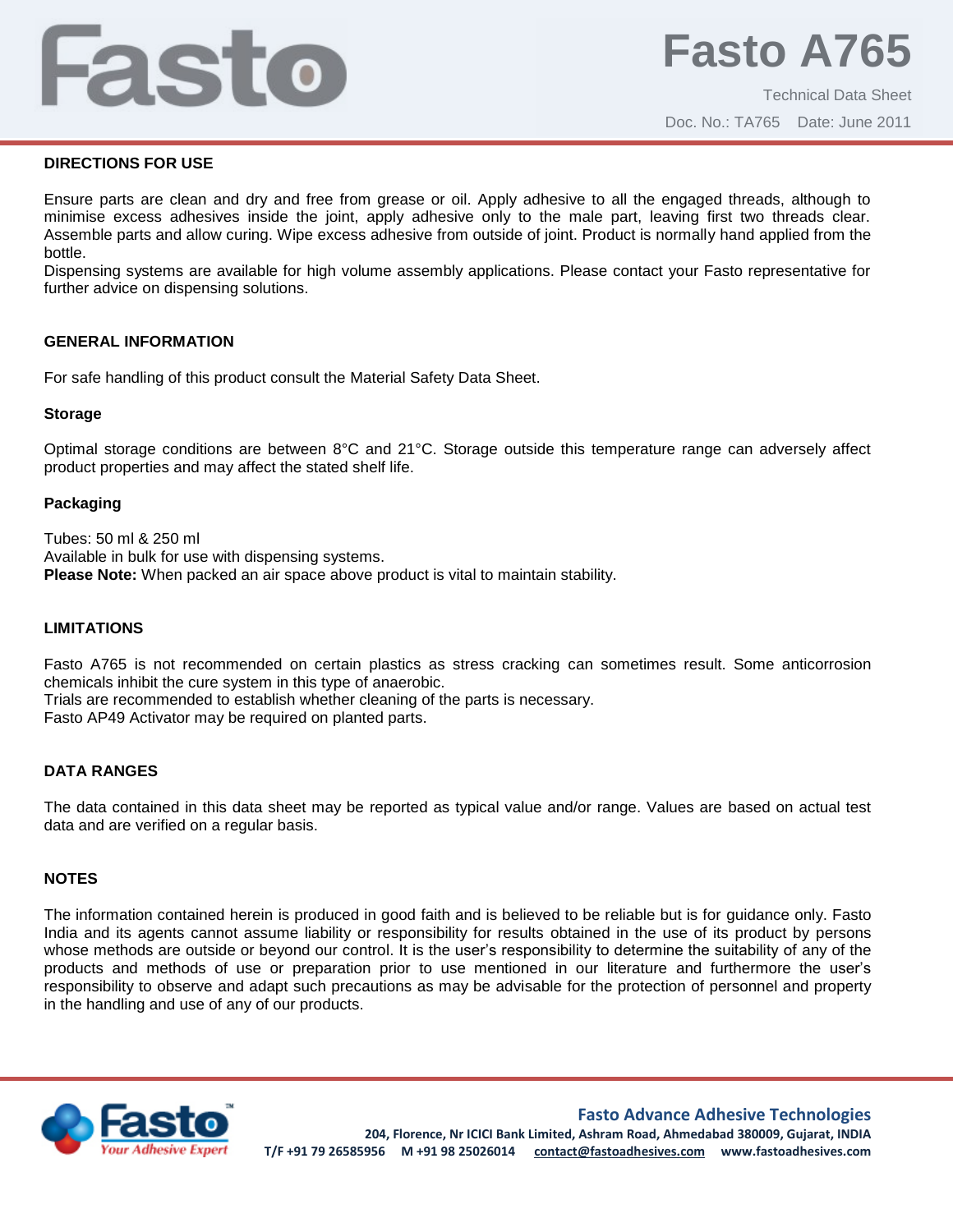## DIRECTIONS FOR USE

Ensure parts are clean and dry and free from grease or oil. Apply adhesive to all the engaged threads, although to minimise excess adhesives inside the joint, apply adhesive only to the male part, leaving first two threads clear. Assemble parts and allow curing. Wipe excess adhesive from outside of joint. Product is normally hand applied from the bottle.

Dispensing systems are available for high volume assembly applications. Please contact your Fasto representative for further advice on dispensing solutions.

## GENERAL INFORMATION

For safe handling of this product consult the Material Safety Data Sheet.

### Storage

Optimal storage conditions are between 8°C and 21°C. Storage outside this temperature range can adversely affect product properties and may affect the stated shelf life.

### Packaging

Tubes: 50 ml & 250 ml
Available in bulk for use with dispensing systems.
**Please Note:** When packed an air space above product is vital to maintain stability.

## LIMITATIONS

Fasto A765 is not recommended on certain plastics as stress cracking can sometimes result. Some anticorrosion chemicals inhibit the cure system in this type of anaerobic.
Trials are recommended to establish whether cleaning of the parts is necessary.
Fasto AP49 Activator may be required on planted parts.

## DATA RANGES

The data contained in this data sheet may be reported as typical value and/or range. Values are based on actual test data and are verified on a regular basis.

## NOTES

The information contained herein is produced in good faith and is believed to be reliable but is for guidance only. Fasto India and its agents cannot assume liability or responsibility for results obtained in the use of its product by persons whose methods are outside or beyond our control. It is the user's responsibility to determine the suitability of any of the products and methods of use or preparation prior to use mentioned in our literature and furthermore the user's responsibility to observe and adapt such precautions as may be advisable for the protection of personnel and property in the handling and use of any of our products.